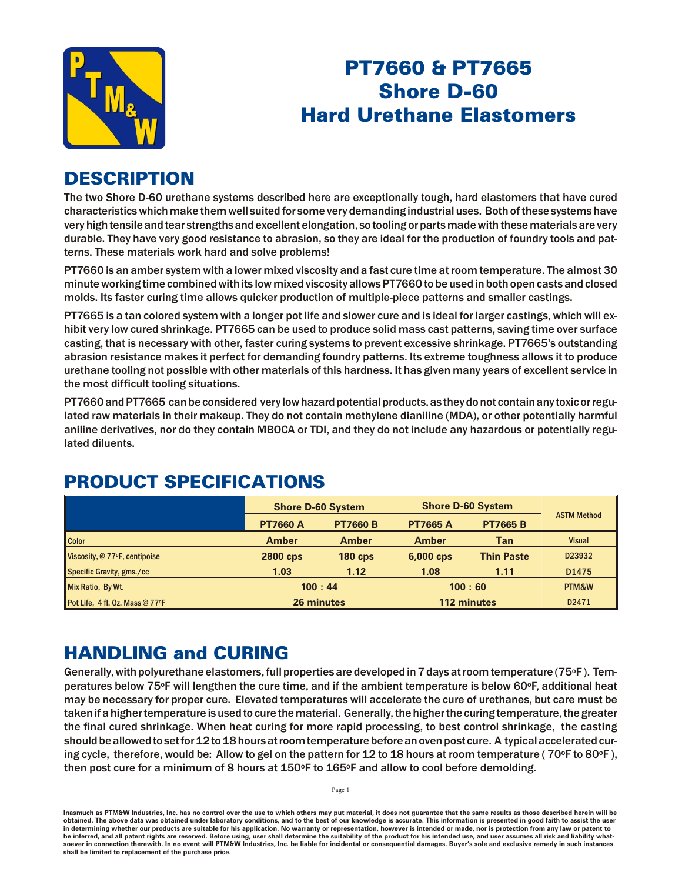# PT7660 & PT7665 Shore D-60 Hard Urethane Elastomers

## DESCRIPTION

The two Shore D-60 urethane systems described here are exceptionally tough, hard elastomers that have cured characteristics which make them well suited for some very demanding industrial uses. Both of these systems have very high tensile and tear strengths and excellent elongation, so tooling or parts made with these materials are very durable. They have very good resistance to abrasion, so they are ideal for the production of foundry tools and patterns. These materials work hard and solve problems!

PT7660 is an amber system with a lower mixed viscosity and a fast cure time at room temperature. The almost 30 minute working time combined with its low mixed viscosity allows PT7660 to be used in both open casts and closed molds. Its faster curing time allows quicker production of multiple-piece patterns and smaller castings.

PT7665 is a tan colored system with a longer pot life and slower cure and is ideal for larger castings, which will exhibit very low cured shrinkage. PT7665 can be used to produce solid mass cast patterns, saving time over surface casting, that is necessary with other, faster curing systems to prevent excessive shrinkage. PT7665's outstanding abrasion resistance makes it perfect for demanding foundry patterns. Its extreme toughness allows it to produce urethane tooling not possible with other materials of this hardness. It has given many years of excellent service in the most difficult tooling situations.

PT7660 and PT7665 can be considered very low hazard potential products, as they do not contain any toxic or regulated raw materials in their makeup. They do not contain methylene dianiline (MDA), or other potentially harmful aniline derivatives, nor do they contain MBOCA or TDI, and they do not include any hazardous or potentially regulated diluents.

## PRODUCT SPECIFICATIONS

| | Shore D-60 System | | Shore D-60 System | | ASTM Method |
|---|---|---|---|---|---|
| | **PT7660 A** | **PT7660 B** | **PT7665 A** | **PT7665 B** | |
| Color | Amber | Amber | Amber | Tan | Visual |
| Viscosity, @ 77°F, centipoise | 2800 cps | 180 cps | 6,000 cps | Thin Paste | D23932 |
| Specific Gravity, gms./cc | 1.03 | 1.12 | 1.08 | 1.11 | D1475 |
| Mix Ratio, By Wt. | 100 : 44 | | 100 : 60 | | PTM&W |
| Pot Life, 4 fl. Oz. Mass @ 77°F | 26 minutes | | 112 minutes | | D2471 |

## HANDLING and CURING

Generally, with polyurethane elastomers, full properties are developed in 7 days at room temperature (75°F). Temperatures below 75°F will lengthen the cure time, and if the ambient temperature is below 60°F, additional heat may be necessary for proper cure. Elevated temperatures will accelerate the cure of urethanes, but care must be taken if a higher temperature is used to cure the material. Generally, the higher the curing temperature, the greater the final cured shrinkage. When heat curing for more rapid processing, to best control shrinkage, the casting should be allowed to set for 12 to 18 hours at room temperature before an oven post cure. A typical accelerated curing cycle, therefore, would be: Allow to gel on the pattern for 12 to 18 hours at room temperature ( 70°F to 80°F ), then post cure for a minimum of 8 hours at 150°F to 165°F and allow to cool before demolding.

Inasmuch as PTM&W Industries, Inc. has no control over the use to which others may put material, it does not guarantee that the same results as those described herein will be obtained. The above data was obtained under laboratory conditions, and to the best of our knowledge is accurate. This information is presented in good faith to assist the user in determining whether our products are suitable for his application. No warranty or representation, however is intended or made, nor is protection from any law or patent to be inferred, and all patent rights are reserved. Before using, user shall determine the suitability of the product for his intended use, and user assumes all risk and liability whatsoever in connection therewith. In no event will PTM&W Industries, Inc. be liable for incidental or consequential damages. Buyer's sole and exclusive remedy in such instances shall be limited to replacement of the purchase price.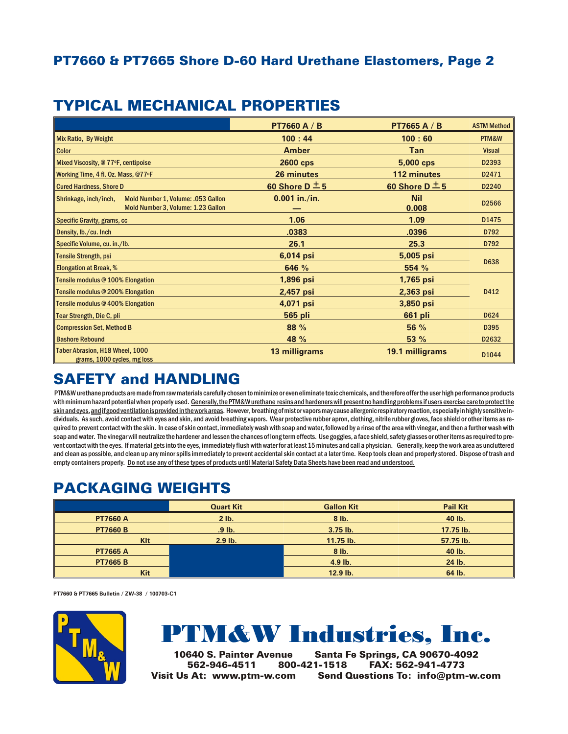## PT7660 & PT7665 Shore D-60 Hard Urethane Elastomers, Page 2

## TYPICAL MECHANICAL PROPERTIES

| | PT7660 A / B | PT7665 A / B | ASTM Method |
|---|---|---|---|
| Mix Ratio, By Weight | 100 : 44 | 100 : 60 | PTM&W |
| Color | Amber | Tan | Visual |
| Mixed Viscosity, @ 77ºF, centipoise | 2600 cps | 5,000 cps | D2393 |
| Working Time, 4 fl. Oz. Mass, @77ºF | 26 minutes | 112 minutes | D2471 |
| Cured Hardness, Shore D | 60 Shore D ± 5 | 60 Shore D ± 5 | D2240 |
| Shrinkage, inch/inch, Mold Number 1, Volume: .053 Gallon | 0.001 in./in. | Nil | D2566 |
| Shrinkage, inch/inch, Mold Number 3, Volume: 1.23 Gallon | — | 0.008 | D2566 |
| Specific Gravity, grams, cc | 1.06 | 1.09 | D1475 |
| Density, lb./cu. Inch | .0383 | .0396 | D792 |
| Specific Volume, cu. in./lb. | 26.1 | 25.3 | D792 |
| Tensile Strength, psi | 6,014 psi | 5,005 psi | D638 |
| Elongation at Break, % | 646 % | 554 % | D638 |
| Tensile modulus @ 100% Elongation | 1,896 psi | 1,765 psi | D412 |
| Tensile modulus @ 200% Elongation | 2,457 psi | 2,363 psi | D412 |
| Tensile modulus @ 400% Elongation | 4,071 psi | 3,850 psi | D412 |
| Tear Strength, Die C, pli | 565 pli | 661 pli | D624 |
| Compression Set, Method B | 88 % | 56 % | D395 |
| Bashore Rebound | 48 % | 53 % | D2632 |
| Taber Abrasion, H18 Wheel, 1000 grams, 1000 cycles, mg loss | 13 milligrams | 19.1 milligrams | D1044 |

## SAFETY and HANDLING

PTM&W urethane products are made from raw materials carefully chosen to minimize or even eliminate toxic chemicals, and therefore offer the user high performance products with minimum hazard potential when properly used. Generally, the PTM&W urethane resins and hardeners will present no handling problems if users exercise care to protect the skin and eyes, and if good ventilation is provided in the work areas. However, breathing of mist or vapors may cause allergenic respiratory reaction, especially in highly sensitive individuals. As such, avoid contact with eyes and skin, and avoid breathing vapors. Wear protective rubber apron, clothing, nitrile rubber gloves, face shield or other items as required to prevent contact with the skin. In case of skin contact, immediately wash with soap and water, followed by a rinse of the area with vinegar, and then a further wash with soap and water. The vinegar will neutralize the hardener and lessen the chances of long term effects. Use goggles, a face shield, safety glasses or other items as required to prevent contact with the eyes. If material gets into the eyes, immediately flush with water for at least 15 minutes and call a physician. Generally, keep the work area as uncluttered and clean as possible, and clean up any minor spills immediately to prevent accidental skin contact at a later time. Keep tools clean and properly stored. Dispose of trash and empty containers properly. Do not use any of these types of products until Material Safety Data Sheets have been read and understood.

## PACKAGING WEIGHTS

| | Quart Kit | Gallon Kit | Pail Kit |
|---|---|---|---|
| PT7660 A | 2 lb. | 8 lb. | 40 lb. |
| PT7660 B | .9 lb. | 3.75 lb. | 17.75 lb. |
| KIt | 2.9 lb. | 11.75 lb. | 57.75 lb. |
| PT7665 A | | 8 lb. | 40 lb. |
| PT7665 B | | 4.9 lb. | 24 lb. |
| Kit | | 12.9 lb. | 64 lb. |

PT7660 & PT7665 Bulletin / ZW-38 / 100703-C1

# PTM&W Industries, Inc.

10640 S. Painter Avenue Santa Fe Springs, CA 90670-4092
562-946-4511 800-421-1518 FAX: 562-941-4773
Visit Us At: www.ptm-w.com Send Questions To: info@ptm-w.com